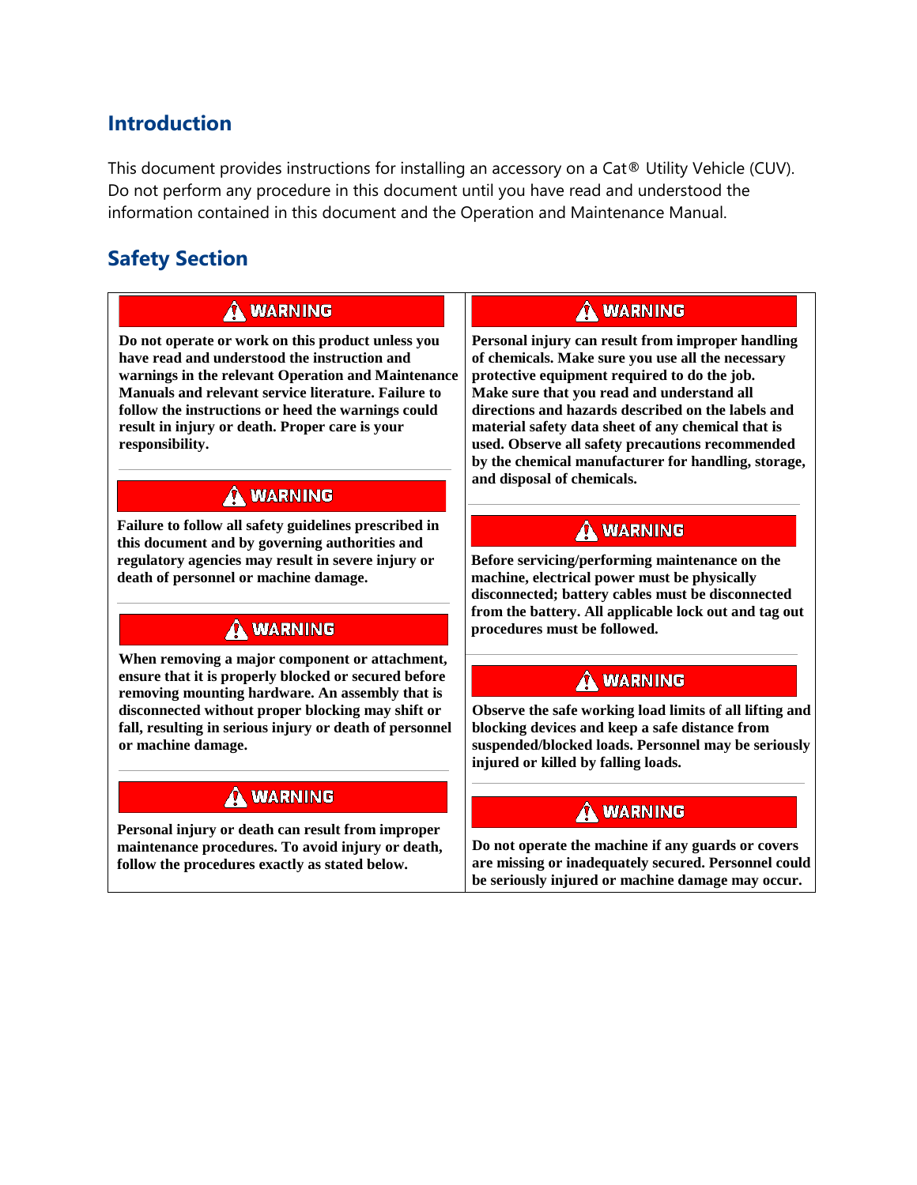## Introduction

This document provides instructions for installing an accessory on a Cat® Utility Vehicle (CUV). Do not perform any procedure in this document until you have read and understood the information contained in this document and the Operation and Maintenance Manual.

## Safety Section

**⚠ WARNING**

**Do not operate or work on this product unless you have read and understood the instruction and warnings in the relevant Operation and Maintenance Manuals and relevant service literature. Failure to follow the instructions or heed the warnings could result in injury or death. Proper care is your responsibility.**

---

**⚠ WARNING**

**Failure to follow all safety guidelines prescribed in this document and by governing authorities and regulatory agencies may result in severe injury or death of personnel or machine damage.**

---

**⚠ WARNING**

**When removing a major component or attachment, ensure that it is properly blocked or secured before removing mounting hardware. An assembly that is disconnected without proper blocking may shift or fall, resulting in serious injury or death of personnel or machine damage.**

---

**⚠ WARNING**

**Personal injury or death can result from improper maintenance procedures. To avoid injury or death, follow the procedures exactly as stated below.**

---

**⚠ WARNING**

**Personal injury can result from improper handling of chemicals. Make sure you use all the necessary protective equipment required to do the job. Make sure that you read and understand all directions and hazards described on the labels and material safety data sheet of any chemical that is used. Observe all safety precautions recommended by the chemical manufacturer for handling, storage, and disposal of chemicals.**

---

**⚠ WARNING**

**Before servicing/performing maintenance on the machine, electrical power must be physically disconnected; battery cables must be disconnected from the battery. All applicable lock out and tag out procedures must be followed.**

---

**⚠ WARNING**

**Observe the safe working load limits of all lifting and blocking devices and keep a safe distance from suspended/blocked loads. Personnel may be seriously injured or killed by falling loads.**

---

**⚠ WARNING**

**Do not operate the machine if any guards or covers are missing or inadequately secured. Personnel could be seriously injured or machine damage may occur.**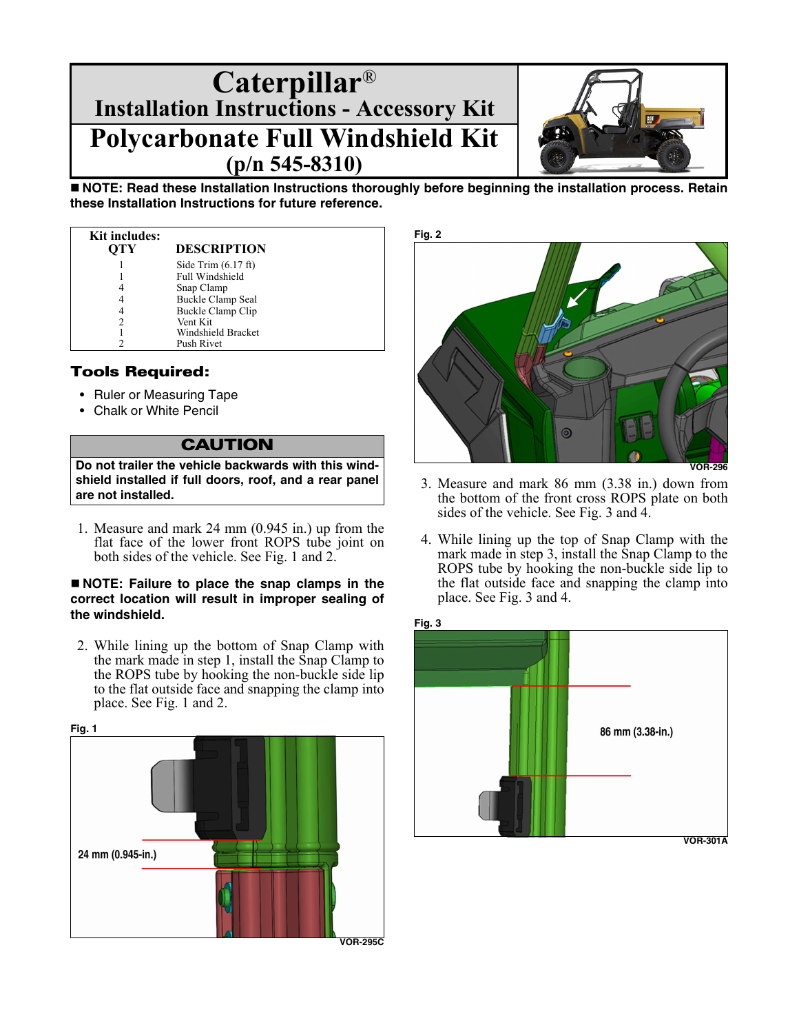# Caterpillar®

## Installation Instructions - Accessory Kit

# Polycarbonate Full Windshield Kit

## (p/n 545-8310)

■ **NOTE: Read these Installation Instructions thoroughly before beginning the installation process. Retain these Installation Instructions for future reference.**

**Kit includes:**

| QTY | DESCRIPTION |
|---|---|
| 1 | Side Trim (6.17 ft) |
| 1 | Full Windshield |
| 4 | Snap Clamp |
| 4 | Buckle Clamp Seal |
| 4 | Buckle Clamp Clip |
| 2 | Vent Kit |
| 1 | Windshield Bracket |
| 2 | Push Rivet |

### Tools Required:

- Ruler or Measuring Tape
- Chalk or White Pencil

**CAUTION**

**Do not trailer the vehicle backwards with this windshield installed if full doors, roof, and a rear panel are not installed.**

1. Measure and mark 24 mm (0.945 in.) up from the flat face of the lower front ROPS tube joint on both sides of the vehicle. See Fig. 1 and 2.

■ **NOTE: Failure to place the snap clamps in the correct location will result in improper sealing of the windshield.**

2. While lining up the bottom of Snap Clamp with the mark made in step 1, install the Snap Clamp to the ROPS tube by hooking the non-buckle side lip to the flat outside face and snapping the clamp into place. See Fig. 1 and 2.

**Fig. 1**

24 mm (0.945-in.)

VOR-295C

**Fig. 2**

VOR-296

3. Measure and mark 86 mm (3.38 in.) down from the bottom of the front cross ROPS plate on both sides of the vehicle. See Fig. 3 and 4.

4. While lining up the top of Snap Clamp with the mark made in step 3, install the Snap Clamp to the ROPS tube by hooking the non-buckle side lip to the flat outside face and snapping the clamp into place. See Fig. 3 and 4.

**Fig. 3**

86 mm (3.38-in.)

VOR-301A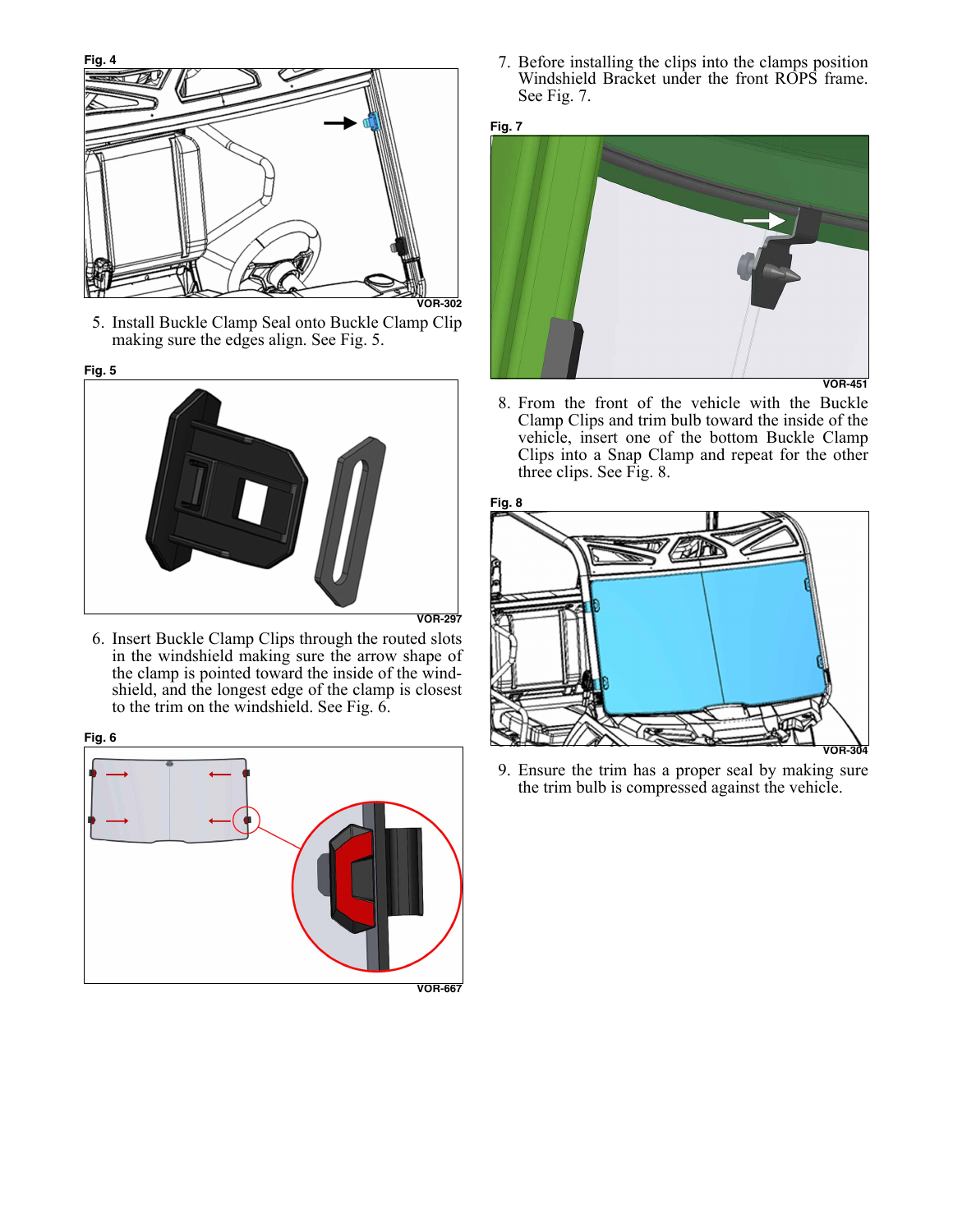Fig. 4

VOR-302

5. Install Buckle Clamp Seal onto Buckle Clamp Clip making sure the edges align. See Fig. 5.

Fig. 5

VOR-297

6. Insert Buckle Clamp Clips through the routed slots in the windshield making sure the arrow shape of the clamp is pointed toward the inside of the windshield, and the longest edge of the clamp is closest to the trim on the windshield. See Fig. 6.

Fig. 6

VOR-667

7. Before installing the clips into the clamps position Windshield Bracket under the front ROPS frame. See Fig. 7.

Fig. 7

VOR-451

8. From the front of the vehicle with the Buckle Clamp Clips and trim bulb toward the inside of the vehicle, insert one of the bottom Buckle Clamp Clips into a Snap Clamp and repeat for the other three clips. See Fig. 8.

Fig. 8

VOR-304

9. Ensure the trim has a proper seal by making sure the trim bulb is compressed against the vehicle.